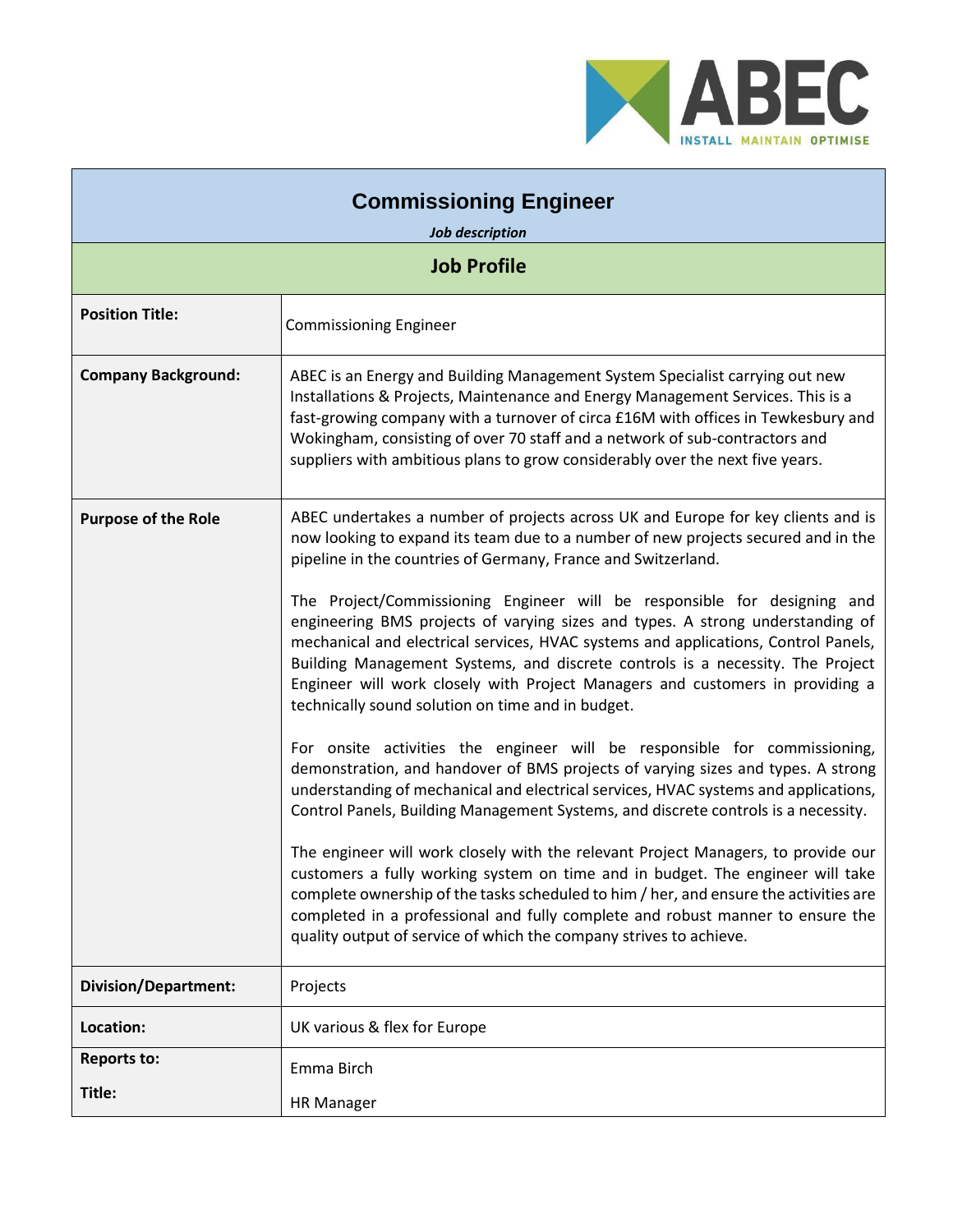# Commissioning Engineer

***Job description***

## Job Profile

| | |
|---|---|
| **Position Title:** | Commissioning Engineer |
| **Company Background:** | ABEC is an Energy and Building Management System Specialist carrying out new Installations & Projects, Maintenance and Energy Management Services. This is a fast-growing company with a turnover of circa £16M with offices in Tewkesbury and Wokingham, consisting of over 70 staff and a network of sub-contractors and suppliers with ambitious plans to grow considerably over the next five years. |
| **Purpose of the Role** | ABEC undertakes a number of projects across UK and Europe for key clients and is now looking to expand its team due to a number of new projects secured and in the pipeline in the countries of Germany, France and Switzerland.<br><br>The Project/Commissioning Engineer will be responsible for designing and engineering BMS projects of varying sizes and types. A strong understanding of mechanical and electrical services, HVAC systems and applications, Control Panels, Building Management Systems, and discrete controls is a necessity. The Project Engineer will work closely with Project Managers and customers in providing a technically sound solution on time and in budget.<br><br>For onsite activities the engineer will be responsible for commissioning, demonstration, and handover of BMS projects of varying sizes and types. A strong understanding of mechanical and electrical services, HVAC systems and applications, Control Panels, Building Management Systems, and discrete controls is a necessity.<br><br>The engineer will work closely with the relevant Project Managers, to provide our customers a fully working system on time and in budget. The engineer will take complete ownership of the tasks scheduled to him / her, and ensure the activities are completed in a professional and fully complete and robust manner to ensure the quality output of service of which the company strives to achieve. |
| **Division/Department:** | Projects |
| **Location:** | UK various & flex for Europe |
| **Reports to:**<br>**Title:** | Emma Birch<br>HR Manager |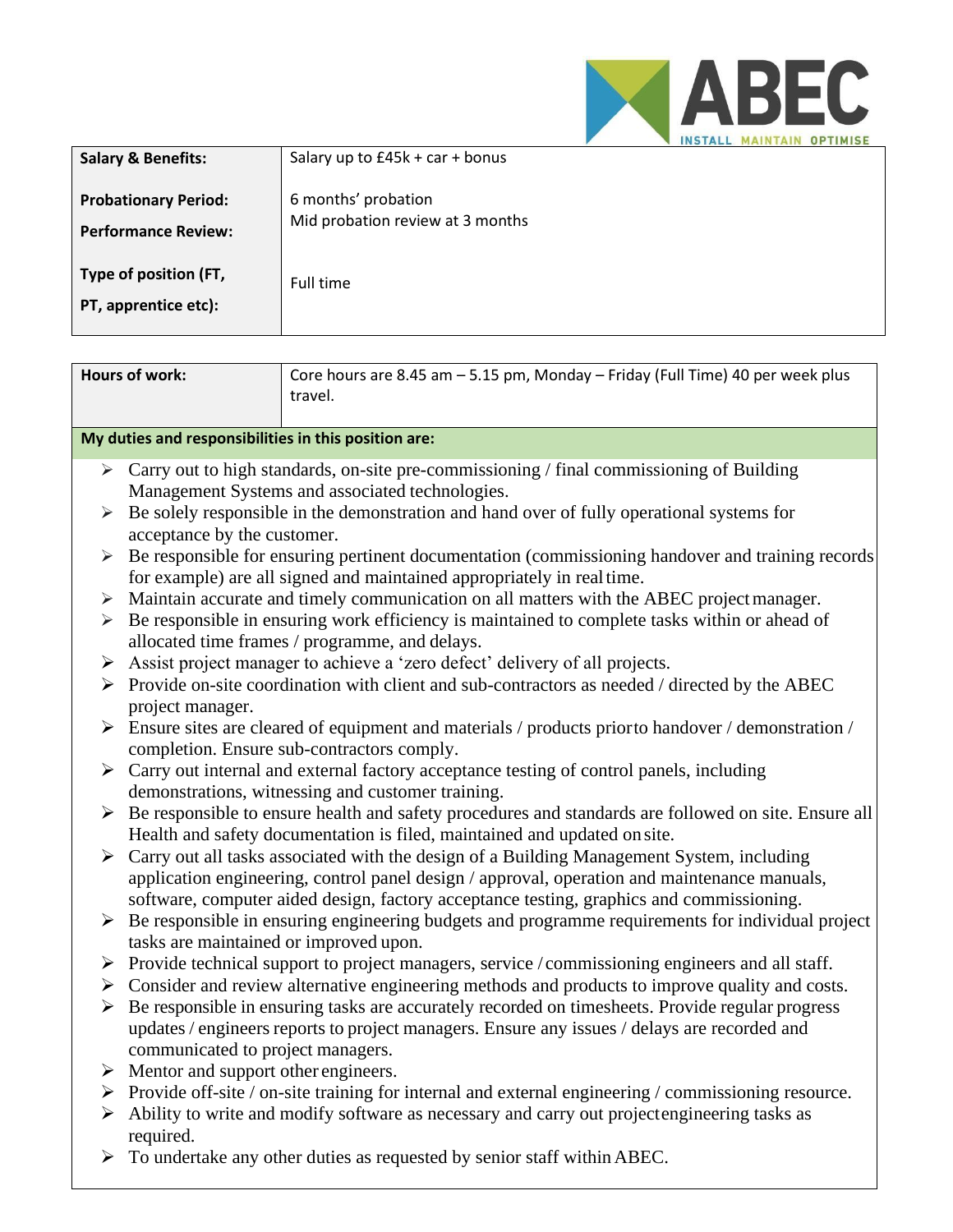| Salary & Benefits: | Salary up to £45k + car + bonus |
|---|---|
| Probationary Period: | 6 months' probation |
| Performance Review: | Mid probation review at 3 months |
| Type of position (FT, PT, apprentice etc): | Full time |

| Hours of work: | Core hours are 8.45 am – 5.15 pm, Monday – Friday (Full Time) 40 per week plus travel. |
|---|---|

**My duties and responsibilities in this position are:**

- Carry out to high standards, on-site pre-commissioning / final commissioning of Building Management Systems and associated technologies.
- Be solely responsible in the demonstration and hand over of fully operational systems for acceptance by the customer.
- Be responsible for ensuring pertinent documentation (commissioning handover and training records for example) are all signed and maintained appropriately in real time.
- Maintain accurate and timely communication on all matters with the ABEC project manager.
- Be responsible in ensuring work efficiency is maintained to complete tasks within or ahead of allocated time frames / programme, and delays.
- Assist project manager to achieve a 'zero defect' delivery of all projects.
- Provide on-site coordination with client and sub-contractors as needed / directed by the ABEC project manager.
- Ensure sites are cleared of equipment and materials / products prior to handover / demonstration / completion. Ensure sub-contractors comply.
- Carry out internal and external factory acceptance testing of control panels, including demonstrations, witnessing and customer training.
- Be responsible to ensure health and safety procedures and standards are followed on site. Ensure all Health and safety documentation is filed, maintained and updated on site.
- Carry out all tasks associated with the design of a Building Management System, including application engineering, control panel design / approval, operation and maintenance manuals, software, computer aided design, factory acceptance testing, graphics and commissioning.
- Be responsible in ensuring engineering budgets and programme requirements for individual project tasks are maintained or improved upon.
- Provide technical support to project managers, service / commissioning engineers and all staff.
- Consider and review alternative engineering methods and products to improve quality and costs.
- Be responsible in ensuring tasks are accurately recorded on timesheets. Provide regular progress updates / engineers reports to project managers. Ensure any issues / delays are recorded and communicated to project managers.
- Mentor and support other engineers.
- Provide off-site / on-site training for internal and external engineering / commissioning resource.
- Ability to write and modify software as necessary and carry out project engineering tasks as required.
- To undertake any other duties as requested by senior staff within ABEC.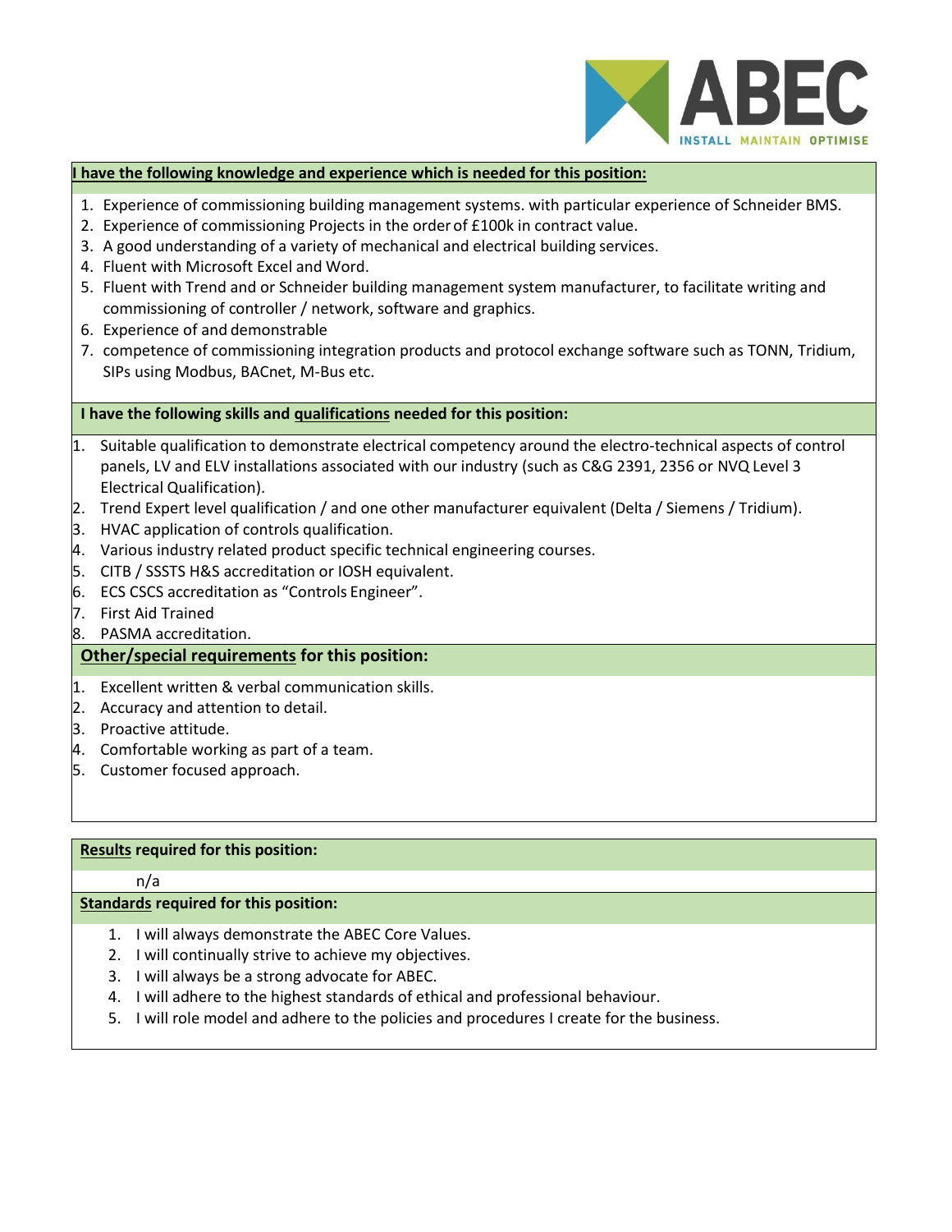**I have the following knowledge and experience which is needed for this position:**

1. Experience of commissioning building management systems. with particular experience of Schneider BMS.
2. Experience of commissioning Projects in the order of £100k in contract value.
3. A good understanding of a variety of mechanical and electrical building services.
4. Fluent with Microsoft Excel and Word.
5. Fluent with Trend and or Schneider building management system manufacturer, to facilitate writing and commissioning of controller / network, software and graphics.
6. Experience of and demonstrable
7. competence of commissioning integration products and protocol exchange software such as TONN, Tridium, SIPs using Modbus, BACnet, M-Bus etc.

**I have the following skills and qualifications needed for this position:**

1. Suitable qualification to demonstrate electrical competency around the electro-technical aspects of control panels, LV and ELV installations associated with our industry (such as C&G 2391, 2356 or NVQ Level 3 Electrical Qualification).
2. Trend Expert level qualification / and one other manufacturer equivalent (Delta / Siemens / Tridium).
3. HVAC application of controls qualification.
4. Various industry related product specific technical engineering courses.
5. CITB / SSSTS H&S accreditation or IOSH equivalent.
6. ECS CSCS accreditation as "Controls Engineer".
7. First Aid Trained
8. PASMA accreditation.

**Other/special requirements for this position:**

1. Excellent written & verbal communication skills.
2. Accuracy and attention to detail.
3. Proactive attitude.
4. Comfortable working as part of a team.
5. Customer focused approach.

**Results required for this position:**

n/a

**Standards required for this position:**

1. I will always demonstrate the ABEC Core Values.
2. I will continually strive to achieve my objectives.
3. I will always be a strong advocate for ABEC.
4. I will adhere to the highest standards of ethical and professional behaviour.
5. I will role model and adhere to the policies and procedures I create for the business.